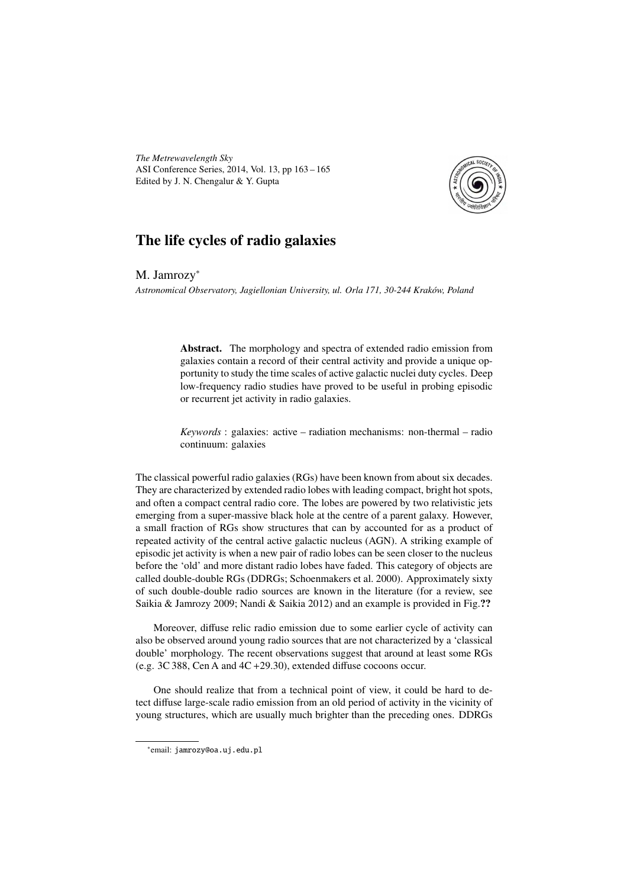# The life cycles of radio galaxies

M. Jamrozy*

*Astronomical Observatory, Jagiellonian University, ul. Orla 171, 30-244 Kraków, Poland*

**Abstract.** The morphology and spectra of extended radio emission from galaxies contain a record of their central activity and provide a unique opportunity to study the time scales of active galactic nuclei duty cycles. Deep low-frequency radio studies have proved to be useful in probing episodic or recurrent jet activity in radio galaxies.

*Keywords* : galaxies: active – radiation mechanisms: non-thermal – radio continuum: galaxies

The classical powerful radio galaxies (RGs) have been known from about six decades. They are characterized by extended radio lobes with leading compact, bright hot spots, and often a compact central radio core. The lobes are powered by two relativistic jets emerging from a super-massive black hole at the centre of a parent galaxy. However, a small fraction of RGs show structures that can by accounted for as a product of repeated activity of the central active galactic nucleus (AGN). A striking example of episodic jet activity is when a new pair of radio lobes can be seen closer to the nucleus before the 'old' and more distant radio lobes have faded. This category of objects are called double-double RGs (DDRGs; Schoenmakers et al. 2000). Approximately sixty of such double-double radio sources are known in the literature (for a review, see Saikia & Jamrozy 2009; Nandi & Saikia 2012) and an example is provided in Fig.**??**

Moreover, diffuse relic radio emission due to some earlier cycle of activity can also be observed around young radio sources that are not characterized by a 'classical double' morphology. The recent observations suggest that around at least some RGs (e.g. 3C 388, Cen A and 4C +29.30), extended diffuse cocoons occur.

One should realize that from a technical point of view, it could be hard to detect diffuse large-scale radio emission from an old period of activity in the vicinity of young structures, which are usually much brighter than the preceding ones. DDRGs

*email: jamrozy@oa.uj.edu.pl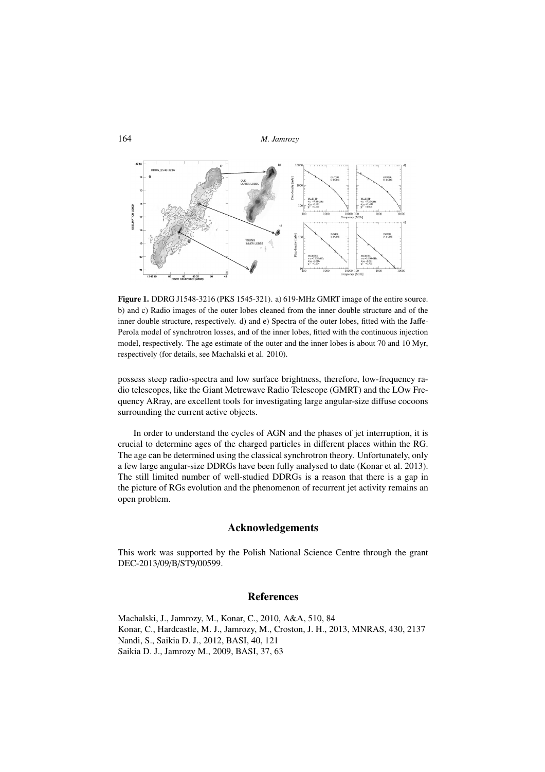**Figure 1.** DDRG J1548-3216 (PKS 1545-321). a) 619-MHz GMRT image of the entire source. b) and c) Radio images of the outer lobes cleaned from the inner double structure and of the inner double structure, respectively. d) and e) Spectra of the outer lobes, fitted with the Jaffe-Perola model of synchrotron losses, and of the inner lobes, fitted with the continuous injection model, respectively. The age estimate of the outer and the inner lobes is about 70 and 10 Myr, respectively (for details, see Machalski et al. 2010).

possess steep radio-spectra and low surface brightness, therefore, low-frequency radio telescopes, like the Giant Metrewave Radio Telescope (GMRT) and the LOw Frequency ARray, are excellent tools for investigating large angular-size diffuse cocoons surrounding the current active objects.

In order to understand the cycles of AGN and the phases of jet interruption, it is crucial to determine ages of the charged particles in different places within the RG. The age can be determined using the classical synchrotron theory. Unfortunately, only a few large angular-size DDRGs have been fully analysed to date (Konar et al. 2013). The still limited number of well-studied DDRGs is a reason that there is a gap in the picture of RGs evolution and the phenomenon of recurrent jet activity remains an open problem.

## Acknowledgements

This work was supported by the Polish National Science Centre through the grant DEC-2013/09/B/ST9/00599.

## References

Machalski, J., Jamrozy, M., Konar, C., 2010, A&A, 510, 84
Konar, C., Hardcastle, M. J., Jamrozy, M., Croston, J. H., 2013, MNRAS, 430, 2137
Nandi, S., Saikia D. J., 2012, BASI, 40, 121
Saikia D. J., Jamrozy M., 2009, BASI, 37, 63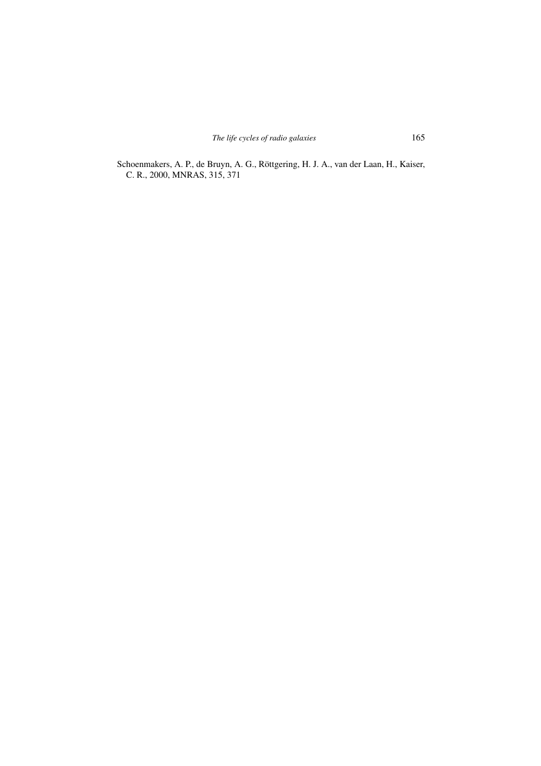Schoenmakers, A. P., de Bruyn, A. G., Röttgering, H. J. A., van der Laan, H., Kaiser, C. R., 2000, MNRAS, 315, 371